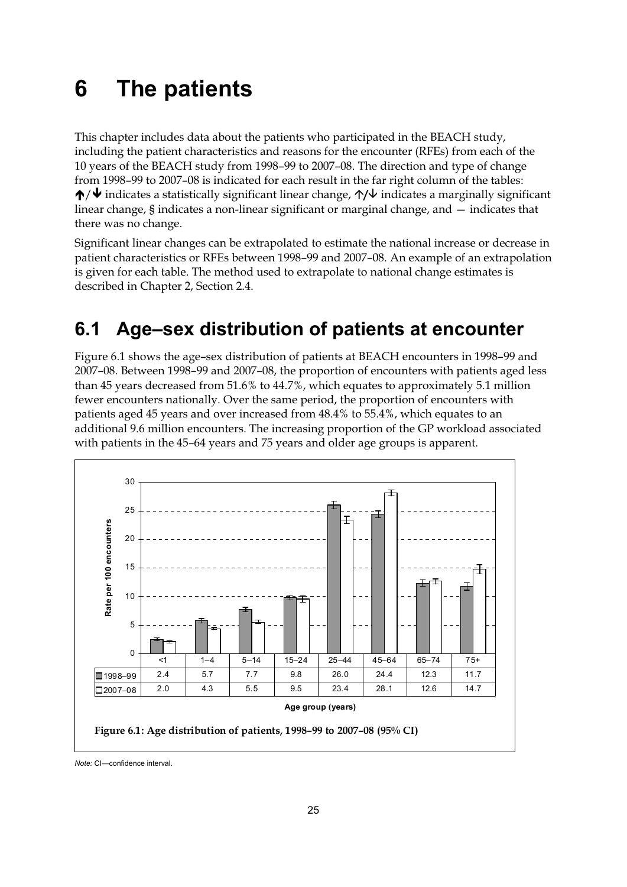# 6 The patients

This chapter includes data about the patients who participated in the BEACH study, including the patient characteristics and reasons for the encounter (RFEs) from each of the 10 years of the BEACH study from 1998–99 to 2007–08. The direction and type of change from 1998–99 to 2007–08 is indicated for each result in the far right column of the tables: **↑**/**↓** indicates a statistically significant linear change, ↑/↓ indicates a marginally significant linear change, § indicates a non-linear significant or marginal change, and — indicates that there was no change.

Significant linear changes can be extrapolated to estimate the national increase or decrease in patient characteristics or RFEs between 1998–99 and 2007–08. An example of an extrapolation is given for each table. The method used to extrapolate to national change estimates is described in Chapter 2, Section 2.4.

## 6.1 Age–sex distribution of patients at encounter

Figure 6.1 shows the age–sex distribution of patients at BEACH encounters in 1998–99 and 2007–08. Between 1998–99 and 2007–08, the proportion of encounters with patients aged less than 45 years decreased from 51.6% to 44.7%, which equates to approximately 5.1 million fewer encounters nationally. Over the same period, the proportion of encounters with patients aged 45 years and over increased from 48.4% to 55.4%, which equates to an additional 9.6 million encounters. The increasing proportion of the GP workload associated with patients in the 45–64 years and 75 years and older age groups is apparent.

| Age group (years) | <1 | 1–4 | 5–14 | 15–24 | 25–44 | 45–64 | 65–74 | 75+ |
|---|---|---|---|---|---|---|---|---|
| 1998–99 | 2.4 | 5.7 | 7.7 | 9.8 | 26.0 | 24.4 | 12.3 | 11.7 |
| 2007–08 | 2.0 | 4.3 | 5.5 | 9.5 | 23.4 | 28.1 | 12.6 | 14.7 |

**Figure 6.1: Age distribution of patients, 1998–99 to 2007–08 (95% CI)**

*Note:* CI—confidence interval.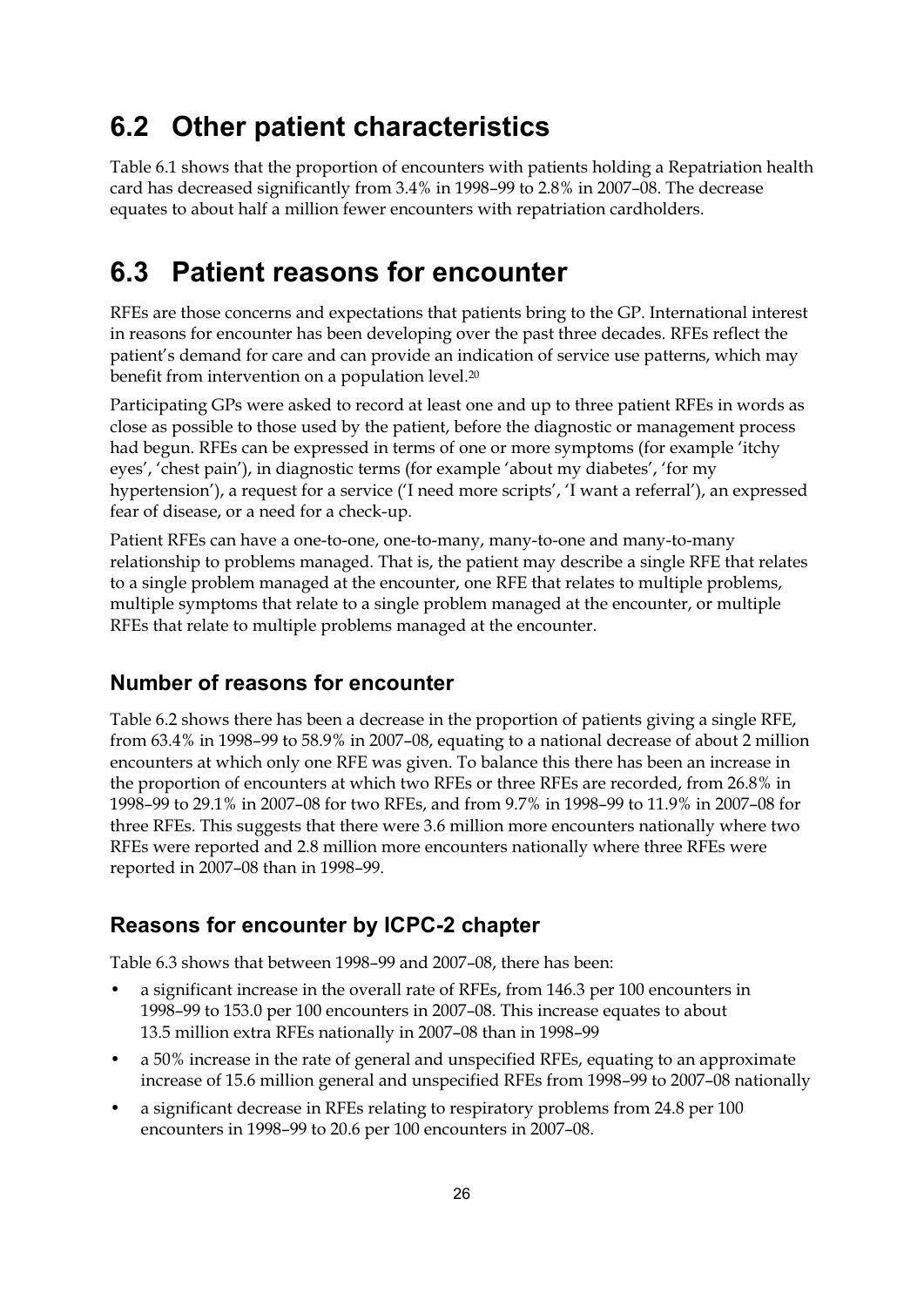## 6.2 Other patient characteristics

Table 6.1 shows that the proportion of encounters with patients holding a Repatriation health card has decreased significantly from 3.4% in 1998–99 to 2.8% in 2007–08. The decrease equates to about half a million fewer encounters with repatriation cardholders.

## 6.3 Patient reasons for encounter

RFEs are those concerns and expectations that patients bring to the GP. International interest in reasons for encounter has been developing over the past three decades. RFEs reflect the patient's demand for care and can provide an indication of service use patterns, which may benefit from intervention on a population level.[20]

Participating GPs were asked to record at least one and up to three patient RFEs in words as close as possible to those used by the patient, before the diagnostic or management process had begun. RFEs can be expressed in terms of one or more symptoms (for example 'itchy eyes', 'chest pain'), in diagnostic terms (for example 'about my diabetes', 'for my hypertension'), a request for a service ('I need more scripts', 'I want a referral'), an expressed fear of disease, or a need for a check-up.

Patient RFEs can have a one-to-one, one-to-many, many-to-one and many-to-many relationship to problems managed. That is, the patient may describe a single RFE that relates to a single problem managed at the encounter, one RFE that relates to multiple problems, multiple symptoms that relate to a single problem managed at the encounter, or multiple RFEs that relate to multiple problems managed at the encounter.

### Number of reasons for encounter

Table 6.2 shows there has been a decrease in the proportion of patients giving a single RFE, from 63.4% in 1998–99 to 58.9% in 2007–08, equating to a national decrease of about 2 million encounters at which only one RFE was given. To balance this there has been an increase in the proportion of encounters at which two RFEs or three RFEs are recorded, from 26.8% in 1998–99 to 29.1% in 2007–08 for two RFEs, and from 9.7% in 1998–99 to 11.9% in 2007–08 for three RFEs. This suggests that there were 3.6 million more encounters nationally where two RFEs were reported and 2.8 million more encounters nationally where three RFEs were reported in 2007–08 than in 1998–99.

### Reasons for encounter by ICPC-2 chapter

Table 6.3 shows that between 1998–99 and 2007–08, there has been:

- a significant increase in the overall rate of RFEs, from 146.3 per 100 encounters in 1998–99 to 153.0 per 100 encounters in 2007–08. This increase equates to about 13.5 million extra RFEs nationally in 2007–08 than in 1998–99
- a 50% increase in the rate of general and unspecified RFEs, equating to an approximate increase of 15.6 million general and unspecified RFEs from 1998–99 to 2007–08 nationally
- a significant decrease in RFEs relating to respiratory problems from 24.8 per 100 encounters in 1998–99 to 20.6 per 100 encounters in 2007–08.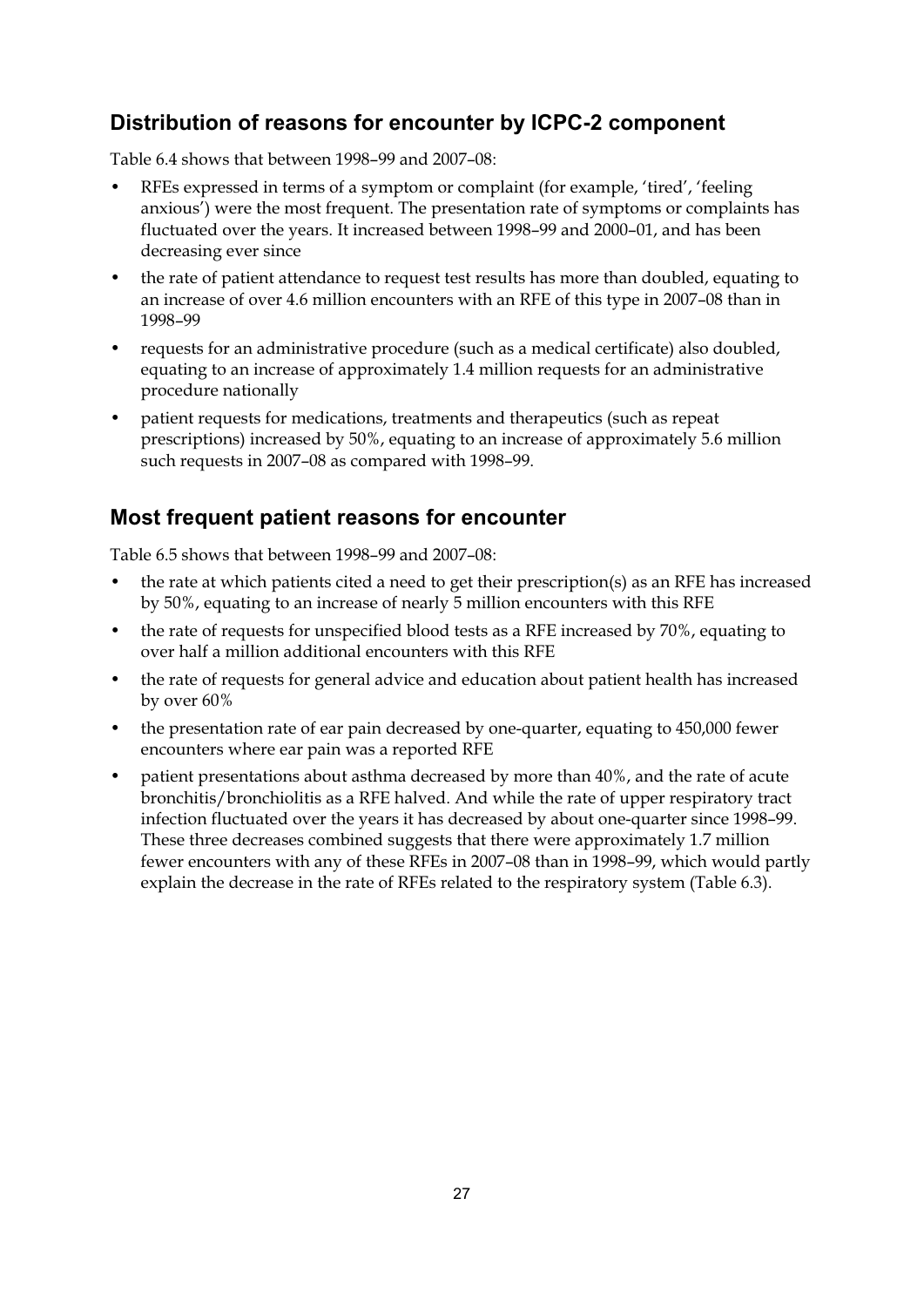## Distribution of reasons for encounter by ICPC-2 component

Table 6.4 shows that between 1998–99 and 2007–08:

- RFEs expressed in terms of a symptom or complaint (for example, 'tired', 'feeling anxious') were the most frequent. The presentation rate of symptoms or complaints has fluctuated over the years. It increased between 1998–99 and 2000–01, and has been decreasing ever since
- the rate of patient attendance to request test results has more than doubled, equating to an increase of over 4.6 million encounters with an RFE of this type in 2007–08 than in 1998–99
- requests for an administrative procedure (such as a medical certificate) also doubled, equating to an increase of approximately 1.4 million requests for an administrative procedure nationally
- patient requests for medications, treatments and therapeutics (such as repeat prescriptions) increased by 50%, equating to an increase of approximately 5.6 million such requests in 2007–08 as compared with 1998–99.

## Most frequent patient reasons for encounter

Table 6.5 shows that between 1998–99 and 2007–08:

- the rate at which patients cited a need to get their prescription(s) as an RFE has increased by 50%, equating to an increase of nearly 5 million encounters with this RFE
- the rate of requests for unspecified blood tests as a RFE increased by 70%, equating to over half a million additional encounters with this RFE
- the rate of requests for general advice and education about patient health has increased by over 60%
- the presentation rate of ear pain decreased by one-quarter, equating to 450,000 fewer encounters where ear pain was a reported RFE
- patient presentations about asthma decreased by more than 40%, and the rate of acute bronchitis/bronchiolitis as a RFE halved. And while the rate of upper respiratory tract infection fluctuated over the years it has decreased by about one-quarter since 1998–99. These three decreases combined suggests that there were approximately 1.7 million fewer encounters with any of these RFEs in 2007–08 than in 1998–99, which would partly explain the decrease in the rate of RFEs related to the respiratory system (Table 6.3).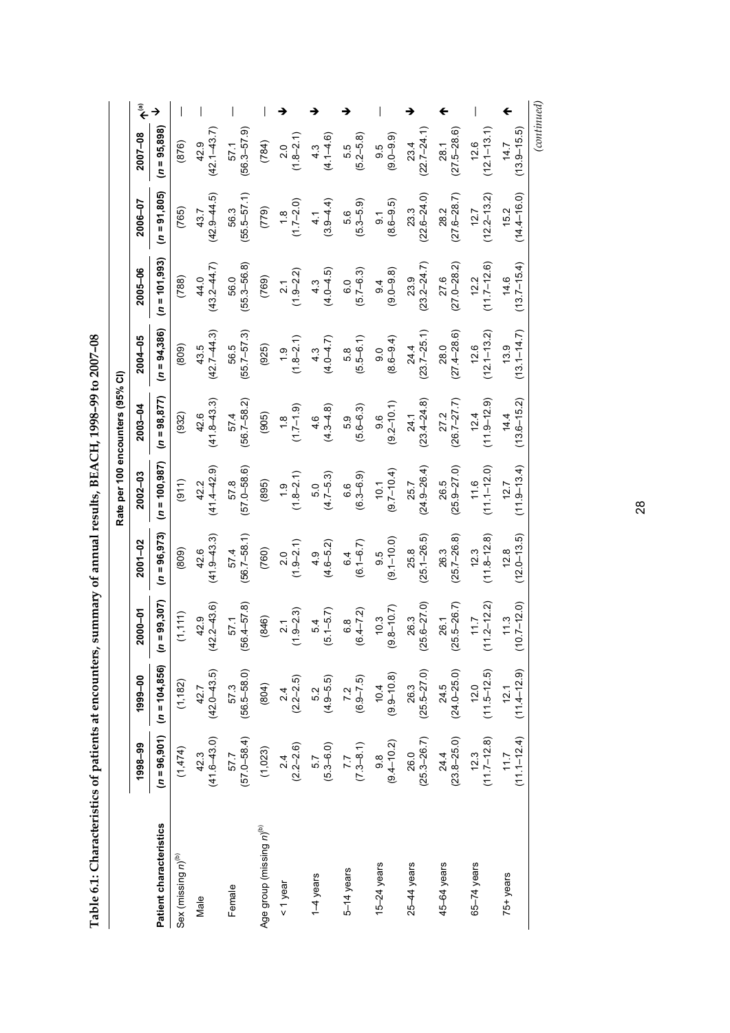**Table 6.1: Characteristics of patients at encounters, summary of annual results, BEACH, 1998–99 to 2007–08**

| | Rate per 100 encounters (95% CI) | | | | | | | | | | |
|---|---|---|---|---|---|---|---|---|---|---|---|
| Patient characteristics | 1998–99 (n = 96,901) | 1999–00 (n = 104,856) | 2000–01 (n = 99,307) | 2001–02 (n = 96,973) | 2002–03 (n = 100,987) | 2003–04 (n = 98,877) | 2004–05 (n = 94,386) | 2005–06 (n = 101,993) | 2006–07 (n = 91,805) | 2007–08 (n = 95,898) | ↑↓[a] |
| Sex (missing n)[b] | (1,474) | (1,182) | (1,111) | (809) | (911) | (932) | (809) | (788) | (765) | (876) | — |
| Male | 42.3 (41.6–43.0) | 42.7 (42.0–43.5) | 42.9 (42.2–43.6) | 42.6 (41.9–43.3) | 42.2 (41.4–42.9) | 42.6 (41.8–43.3) | 43.5 (42.7–44.3) | 44.0 (43.2–44.7) | 43.7 (42.9–44.5) | 42.9 (42.1–43.7) | — |
| Female | 57.7 (57.0–58.4) | 57.3 (56.5–58.0) | 57.1 (56.4–57.8) | 57.4 (56.7–58.1) | 57.8 (57.0–58.6) | 57.4 (56.7–58.2) | 56.5 (55.7–57.3) | 56.0 (55.3–56.8) | 56.3 (55.5–57.1) | 57.1 (56.3–57.9) | — |
| Age group (missing n)[b] | (1,023) | (804) | (846) | (760) | (895) | (905) | (925) | (769) | (779) | (784) | — |
| < 1 year | 2.4 (2.2–2.6) | 2.4 (2.2–2.5) | 2.1 (1.9–2.3) | 2.0 (1.9–2.1) | 1.9 (1.8–2.1) | 1.8 (1.7–1.9) | 1.9 (1.8–2.1) | 2.1 (1.9–2.2) | 1.8 (1.7–2.0) | 2.0 (1.8–2.1) | ↓ |
| 1–4 years | 5.7 (5.3–6.0) | 5.2 (4.9–5.5) | 5.4 (5.1–5.7) | 4.9 (4.6–5.2) | 5.0 (4.7–5.3) | 4.6 (4.3–4.8) | 4.3 (4.0–4.7) | 4.3 (4.0–4.5) | 4.1 (3.9–4.4) | 4.3 (4.1–4.6) | ↓ |
| 5–14 years | 7.7 (7.3–8.1) | 7.2 (6.9–7.5) | 6.8 (6.4–7.2) | 6.4 (6.1–6.7) | 6.6 (6.3–6.9) | 5.9 (5.6–6.3) | 5.8 (5.5–6.1) | 6.0 (5.7–6.3) | 5.6 (5.3–5.9) | 5.5 (5.2–5.8) | ↓ |
| 15–24 years | 9.8 (9.4–10.2) | 10.4 (9.9–10.8) | 10.3 (9.8–10.7) | 9.5 (9.1–10.0) | 10.1 (9.7–10.4) | 9.6 (9.2–10.1) | 9.0 (8.6–9.4) | 9.4 (9.0–9.8) | 9.1 (8.6–9.5) | 9.5 (9.0–9.9) | — |
| 25–44 years | 26.0 (25.3–26.7) | 26.3 (25.5–27.0) | 26.3 (25.6–27.0) | 25.8 (25.1–26.5) | 25.7 (24.9–26.4) | 24.1 (23.4–24.8) | 24.4 (23.7–25.1) | 23.9 (23.2–24.7) | 23.3 (22.6–24.0) | 23.4 (22.7–24.1) | ↓ |
| 45–64 years | 24.4 (23.8–25.0) | 24.5 (24.0–25.0) | 26.1 (25.5–26.7) | 26.3 (25.7–26.8) | 26.5 (25.9–27.0) | 27.2 (26.7–27.7) | 28.0 (27.4–28.6) | 27.6 (27.0–28.2) | 28.2 (27.6–28.7) | 28.1 (27.5–28.6) | ↑ |
| 65–74 years | 12.3 (11.7–12.8) | 12.0 (11.5–12.5) | 11.7 (11.2–12.2) | 12.3 (11.8–12.8) | 11.6 (11.1–12.0) | 12.4 (11.9–12.9) | 12.6 (12.1–13.2) | 12.2 (11.7–12.6) | 12.7 (12.2–13.2) | 12.6 (12.1–13.1) | — |
| 75+ years | 11.7 (11.1–12.4) | 12.1 (11.4–12.9) | 11.3 (10.7–12.0) | 12.8 (12.0–13.5) | 12.7 (11.9–13.4) | 14.4 (13.6–15.2) | 13.9 (13.1–14.7) | 14.6 (13.7–15.4) | 15.2 (14.4–16.0) | 14.7 (13.9–15.5) | ↑ |

*(continued)*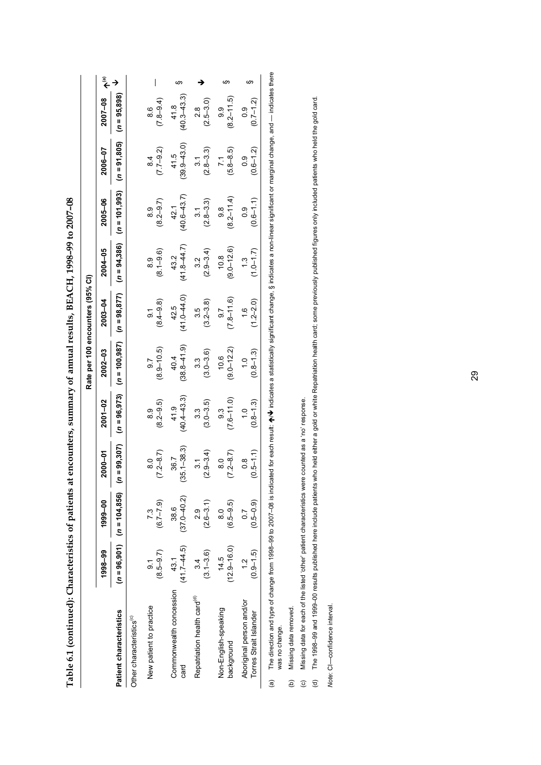**Table 6.1 (continued): Characteristics of patients at encounters, summary of annual results, BEACH, 1998–99 to 2007–08**

| | Rate per 100 encounters (95% CI) | | | | | | | | | | |
|---|---|---|---|---|---|---|---|---|---|---|---|
| **Patient characteristics** | **1998–99** (*n* = 96,901) | **1999–00** (*n* = 104,856) | **2000–01** (*n* = 99,307) | **2001–02** (*n* = 96,973) | **2002–03** (*n* = 100,987) | **2003–04** (*n* = 98,877) | **2004–05** (*n* = 94,386) | **2005–06** (*n* = 101,993) | **2006–07** (*n* = 91,805) | **2007–08** (*n* = 95,898) | **↑↓**[(a)] |
| Other characteristics[(c)] | | | | | | | | | | | |
| New patient to practice | 9.1 (8.5–9.7) | 7.3 (6.7–7.9) | 8.0 (7.2–8.7) | 8.9 (8.2–9.5) | 9.7 (8.9–10.5) | 9.1 (8.4–9.8) | 8.9 (8.1–9.6) | 8.9 (8.2–9.7) | 8.4 (7.7–9.2) | 8.6 (7.8–9.4) | — |
| Commonwealth concession card | 43.1 (41.7–44.5) | 38.6 (37.0–40.2) | 36.7 (35.1–38.3) | 41.9 (40.4–43.3) | 40.4 (38.8–41.9) | 42.5 (41.0–44.0) | 43.2 (41.8–44.7) | 42.1 (40.6–43.7) | 41.5 (39.9–43.0) | 41.8 (40.3–43.3) | § |
| Repatriation health card[(d)] | 3.4 (3.1–3.6) | 2.9 (2.6–3.1) | 3.1 (2.9–3.4) | 3.3 (3.0–3.5) | 3.3 (3.0–3.6) | 3.5 (3.2–3.8) | 3.2 (2.9–3.4) | 3.1 (2.8–3.3) | 3.1 (2.8–3.3) | 2.8 (2.5–3.0) | ↓ |
| Non-English-speaking background | 14.5 (12.9–16.0) | 8.0 (6.5–9.5) | 8.0 (7.2–8.7) | 9.3 (7.6–11.0) | 10.6 (9.0–12.2) | 9.7 (7.8–11.6) | 10.8 (9.0–12.6) | 9.8 (8.2–11.4) | 7.1 (5.8–8.5) | 9.9 (8.2–11.5) | § |
| Aboriginal person and/or Torres Strait Islander | 1.2 (0.9–1.5) | 0.7 (0.5–0.9) | 0.8 (0.5–1.1) | 1.0 (0.8–1.3) | 1.0 (0.8–1.3) | 1.6 (1.2–2.0) | 1.3 (1.0–1.7) | 0.9 (0.6–1.1) | 0.9 (0.6–1.2) | 0.9 (0.7–1.2) | § |

(a) The direction and type of change from 1998–99 to 2007–08 is indicated for each result: ↑↓ indicates a statistically significant change, § indicates a non-linear significant or marginal change, and — indicates there was no change.

(b) Missing data removed.

(c) Missing data for each of the listed 'other' patient characteristics were counted as a 'no' response.

(d) The 1998–99 and 1999–00 results published here include patients who held either a gold or white Repatriation health card; some previously published figures only included patients who held the gold card.

*Note:* CI—confidence interval.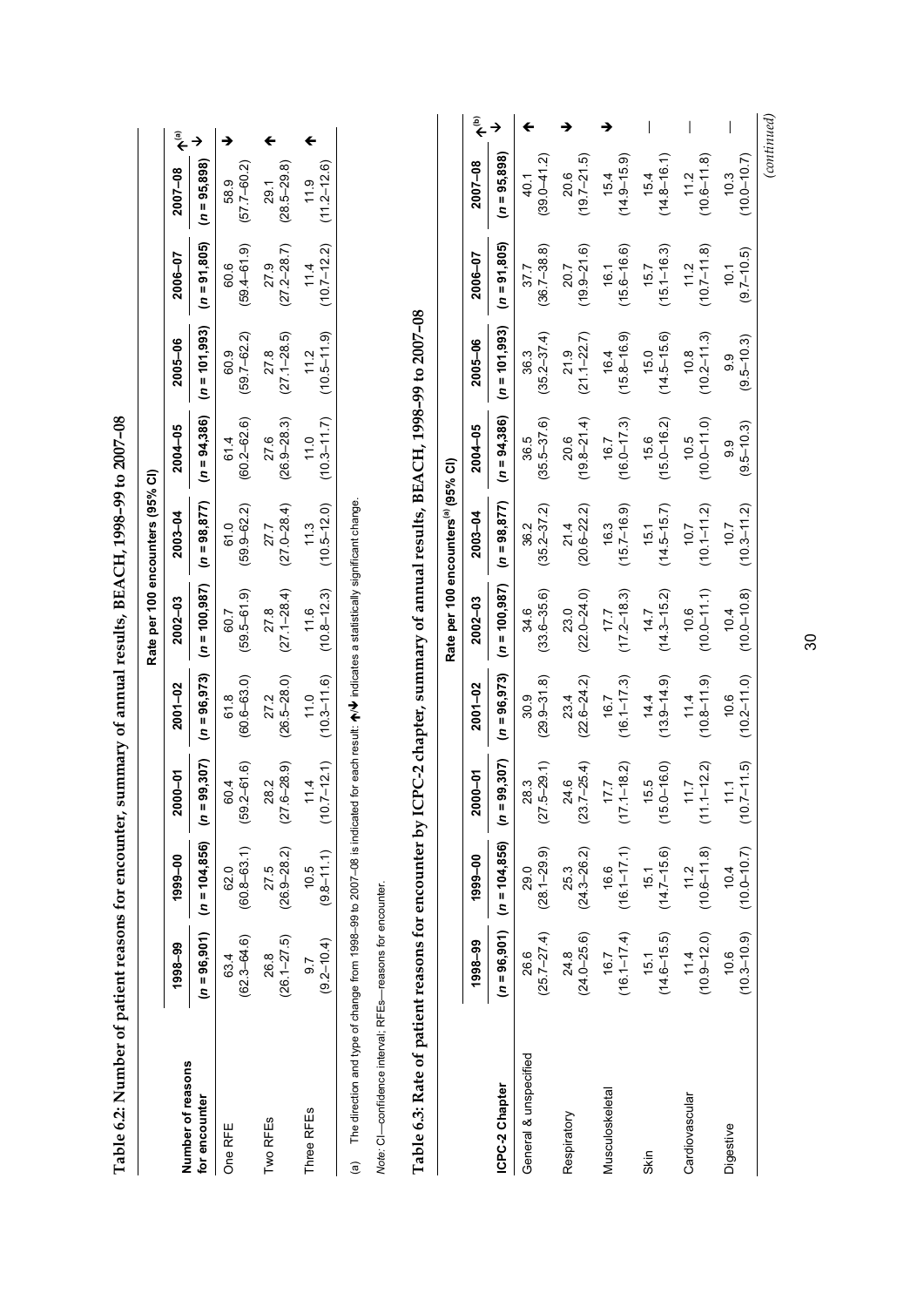**Table 6.2: Number of patient reasons for encounter, summary of annual results, BEACH, 1998–99 to 2007–08**

| Number of reasons for encounter | Rate per 100 encounters (95% CI) | | | | | | | | | | |
|---|---|---|---|---|---|---|---|---|---|---|---|
| | 1998–99 | 1999–00 | 2000–01 | 2001–02 | 2002–03 | 2003–04 | 2004–05 | 2005–06 | 2006–07 | 2007–08 | ↑↓[(a)] |
| | (*n* = 96,901) | (*n* = 104,856) | (*n* = 99,307) | (*n* = 96,973) | (*n* = 100,987) | (*n* = 98,877) | (*n* = 94,386) | (*n* = 101,993) | (*n* = 91,805) | (*n* = 95,898) | |
| One RFE | 63.4 (62.3–64.6) | 62.0 (60.8–63.1) | 60.4 (59.2–61.6) | 61.8 (60.6–63.0) | 60.7 (59.5–61.9) | 61.0 (59.9–62.2) | 61.4 (60.2–62.6) | 60.9 (59.7–62.2) | 60.6 (59.4–61.9) | 58.9 (57.7–60.2) | ↓ |
| Two RFEs | 26.8 (26.1–27.5) | 27.5 (26.9–28.2) | 28.2 (27.6–28.9) | 27.2 (26.5–28.0) | 27.8 (27.1–28.4) | 27.7 (27.0–28.4) | 27.6 (26.9–28.3) | 27.8 (27.1–28.5) | 27.9 (27.2–28.7) | 29.1 (28.5–29.8) | ↑ |
| Three RFEs | 9.7 (9.2–10.4) | 10.5 (9.8–11.1) | 11.4 (10.7–12.1) | 11.0 (10.3–11.6) | 11.6 (10.8–12.3) | 11.3 (10.5–12.0) | 11.0 (10.3–11.7) | 11.2 (10.5–11.9) | 11.4 (10.7–12.2) | 11.9 (11.2–12.6) | ↑ |

(a) The direction and type of change from 1998–99 to 2007–08 is indicated for each result: ↑↓ indicates a statistically significant change.

*Note:* CI—confidence interval; RFEs—reasons for encounter.

**Table 6.3: Rate of patient reasons for encounter by ICPC-2 chapter, summary of annual results, BEACH, 1998–99 to 2007–08**

| ICPC-2 Chapter | Rate per 100 encounters[(a)] (95% CI) | | | | | | | | | | |
|---|---|---|---|---|---|---|---|---|---|---|---|
| | 1998–99 | 1999–00 | 2000–01 | 2001–02 | 2002–03 | 2003–04 | 2004–05 | 2005–06 | 2006–07 | 2007–08 | ↑↓[(b)] |
| | (*n* = 96,901) | (*n* = 104,856) | (*n* = 99,307) | (*n* = 96,973) | (*n* = 100,987) | (*n* = 98,877) | (*n* = 94,386) | (*n* = 101,993) | (*n* = 91,805) | (*n* = 95,898) | |
| General & unspecified | 26.6 (25.7–27.4) | 29.0 (28.1–29.9) | 28.3 (27.5–29.1) | 30.9 (29.9–31.8) | 34.6 (33.6–35.6) | 36.2 (35.2–37.2) | 36.5 (35.5–37.6) | 36.3 (35.2–37.4) | 37.7 (36.7–38.8) | 40.1 (39.0–41.2) | ↑ |
| Respiratory | 24.8 (24.0–25.6) | 25.3 (24.3–26.2) | 24.6 (23.7–25.4) | 23.4 (22.6–24.2) | 23.0 (22.0–24.0) | 21.4 (20.6–22.2) | 20.6 (19.8–21.4) | 21.9 (21.1–22.7) | 20.7 (19.9–21.6) | 20.6 (19.7–21.5) | ↓ |
| Musculoskeletal | 16.7 (16.1–17.4) | 16.6 (16.1–17.1) | 17.7 (17.1–18.2) | 16.7 (16.1–17.3) | 17.7 (17.2–18.3) | 16.3 (15.7–16.9) | 16.7 (16.0–17.3) | 16.4 (15.8–16.9) | 16.1 (15.6–16.6) | 15.4 (14.9–15.9) | ↓ |
| Skin | 15.1 (14.6–15.5) | 15.1 (14.7–15.6) | 15.5 (15.0–16.0) | 14.4 (13.9–14.9) | 14.7 (14.3–15.2) | 15.1 (14.5–15.7) | 15.6 (15.0–16.2) | 15.0 (14.5–15.6) | 15.7 (15.1–16.3) | 15.4 (14.8–16.1) | — |
| Cardiovascular | 11.4 (10.9–12.0) | 11.2 (10.6–11.8) | 11.7 (11.1–12.2) | 11.4 (10.8–11.9) | 10.6 (10.0–11.1) | 10.7 (10.1–11.2) | 10.5 (10.0–11.0) | 10.8 (10.2–11.3) | 11.2 (10.7–11.8) | 11.2 (10.6–11.8) | — |
| Digestive | 10.6 (10.3–10.9) | 10.4 (10.0–10.7) | 11.1 (10.7–11.5) | 10.6 (10.2–11.0) | 10.4 (10.0–10.8) | 10.7 (10.3–11.2) | 9.9 (9.5–10.3) | 9.9 (9.5–10.3) | 10.1 (9.7–10.5) | 10.3 (10.0–10.7) | — |

*(continued)*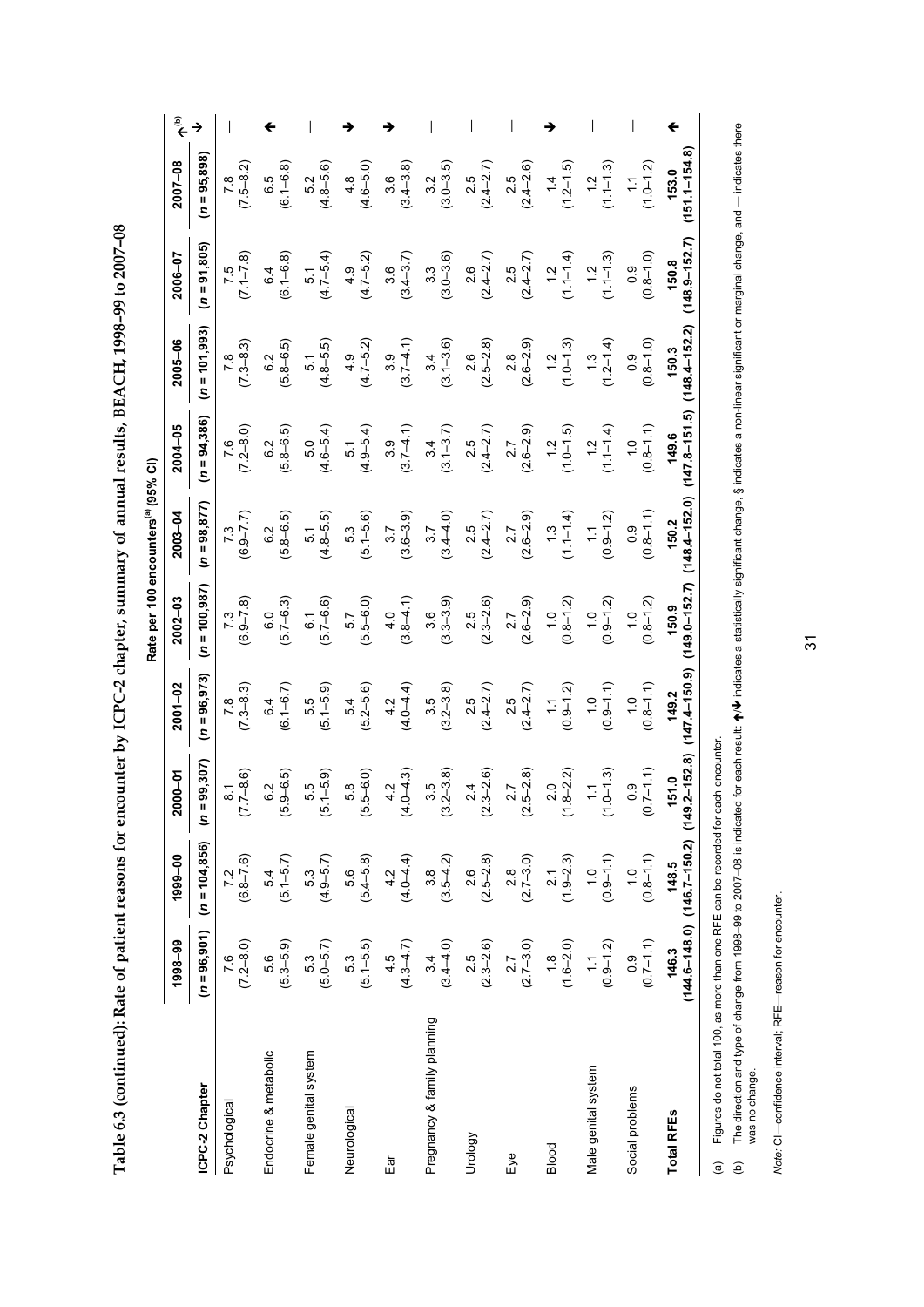**Table 6.3 (continued): Rate of patient reasons for encounter by ICPC-2 chapter, summary of annual results, BEACH, 1998–99 to 2007–08**

| | Rate per 100 encounters[(a)] (95% CI) | | | | | | | | | | |
|---|---|---|---|---|---|---|---|---|---|---|---|
| **ICPC-2 Chapter** | **1998–99** ($n$ = 96,901) | **1999–00** ($n$ = 104,856) | **2000–01** ($n$ = 99,307) | **2001–02** ($n$ = 96,973) | **2002–03** ($n$ = 100,987) | **2003–04** ($n$ = 98,877) | **2004–05** ($n$ = 94,386) | **2005–06** ($n$ = 101,993) | **2006–07** ($n$ = 91,805) | **2007–08** ($n$ = 95,898) | ↑↓[(b)] |
| Psychological | 7.6 (7.2–8.0) | 7.2 (6.8–7.6) | 8.1 (7.7–8.6) | 7.8 (7.3–8.3) | 7.3 (6.9–7.8) | 7.3 (6.9–7.7) | 7.6 (7.2–8.0) | 7.8 (7.3–8.3) | 7.5 (7.1–7.8) | 7.8 (7.5–8.2) | — |
| Endocrine & metabolic | 5.6 (5.3–5.9) | 5.4 (5.1–5.7) | 6.2 (5.9–6.5) | 6.4 (6.1–6.7) | 6.0 (5.7–6.3) | 6.2 (5.8–6.5) | 6.2 (5.8–6.5) | 6.2 (5.8–6.5) | 6.4 (6.1–6.8) | 6.5 (6.1–6.8) | ↑ |
| Female genital system | 5.3 (5.0–5.7) | 5.3 (4.9–5.7) | 5.5 (5.1–5.9) | 5.5 (5.1–5.9) | 6.1 (5.7–6.6) | 5.1 (4.8–5.5) | 5.0 (4.6–5.4) | 5.1 (4.8–5.5) | 5.1 (4.7–5.4) | 5.2 (4.8–5.6) | — |
| Neurological | 5.3 (5.1–5.5) | 5.6 (5.4–5.8) | 5.8 (5.5–6.0) | 5.4 (5.2–5.6) | 5.7 (5.5–6.0) | 5.3 (5.1–5.6) | 5.1 (4.9–5.4) | 4.9 (4.7–5.2) | 4.9 (4.7–5.2) | 4.8 (4.6–5.0) | ↓ |
| Ear | 4.5 (4.3–4.7) | 4.2 (4.0–4.4) | 4.2 (4.0–4.3) | 4.2 (4.0–4.4) | 4.0 (3.8–4.1) | 3.7 (3.6–3.9) | 3.9 (3.7–4.1) | 3.9 (3.7–4.1) | 3.6 (3.4–3.7) | 3.6 (3.4–3.8) | ↓ |
| Pregnancy & family planning | 3.4 (3.4–4.0) | 3.8 (3.5–4.2) | 3.5 (3.2–3.8) | 3.5 (3.2–3.8) | 3.6 (3.3–3.9) | 3.7 (3.4–4.0) | 3.4 (3.1–3.7) | 3.4 (3.1–3.6) | 3.3 (3.0–3.6) | 3.2 (3.0–3.5) | — |
| Urology | 2.5 (2.3–2.6) | 2.6 (2.5–2.8) | 2.4 (2.3–2.6) | 2.5 (2.4–2.7) | 2.5 (2.3–2.6) | 2.5 (2.4–2.7) | 2.5 (2.4–2.7) | 2.6 (2.5–2.8) | 2.6 (2.4–2.7) | 2.5 (2.4–2.7) | — |
| Eye | 2.7 (2.7–3.0) | 2.8 (2.7–3.0) | 2.7 (2.5–2.8) | 2.5 (2.4–2.7) | 2.7 (2.6–2.9) | 2.7 (2.6–2.9) | 2.7 (2.6–2.9) | 2.8 (2.6–2.9) | 2.5 (2.4–2.7) | 2.5 (2.4–2.6) | — |
| Blood | 1.8 (1.6–2.0) | 2.1 (1.9–2.3) | 2.0 (1.8–2.2) | 1.1 (0.9–1.2) | 1.0 (0.8–1.2) | 1.3 (1.1–1.4) | 1.2 (1.0–1.5) | 1.2 (1.0–1.3) | 1.2 (1.1–1.4) | 1.4 (1.2–1.5) | ↓ |
| Male genital system | 1.1 (0.9–1.2) | 1.0 (0.9–1.1) | 1.1 (1.0–1.3) | 1.0 (0.9–1.1) | 1.0 (0.9–1.2) | 1.1 (0.9–1.2) | 1.2 (1.1–1.4) | 1.3 (1.2–1.4) | 1.2 (1.1–1.3) | 1.2 (1.1–1.3) | — |
| Social problems | 0.9 (0.7–1.1) | 1.0 (0.8–1.1) | 0.9 (0.7–1.1) | 1.0 (0.8–1.1) | 1.0 (0.8–1.2) | 0.9 (0.8–1.1) | 1.0 (0.8–1.1) | 0.9 (0.8–1.0) | 0.9 (0.8–1.0) | 1.1 (1.0–1.2) | — |
| **Total RFEs** | **146.3** (144.6–148.0) | **148.5** (146.7–150.2) | **151.0** (149.2–152.8) | **149.2** (147.4–150.9) | **150.9** (149.0–152.7) | **150.2** (148.4–152.0) | **149.6** (147.8–151.5) | **150.3** (148.4–152.2) | **150.8** (148.9–152.7) | **153.0** (151.1–154.8) | ↑ |

(a) Figures do not total 100, as more than one RFE can be recorded for each encounter.

(b) The direction and type of change from 1998–99 to 2007–08 is indicated for each result: ↑/↓ indicates a statistically significant change, § indicates a non-linear significant or marginal change, and — indicates there was no change.

*Note:* CI—confidence interval; RFE—reason for encounter.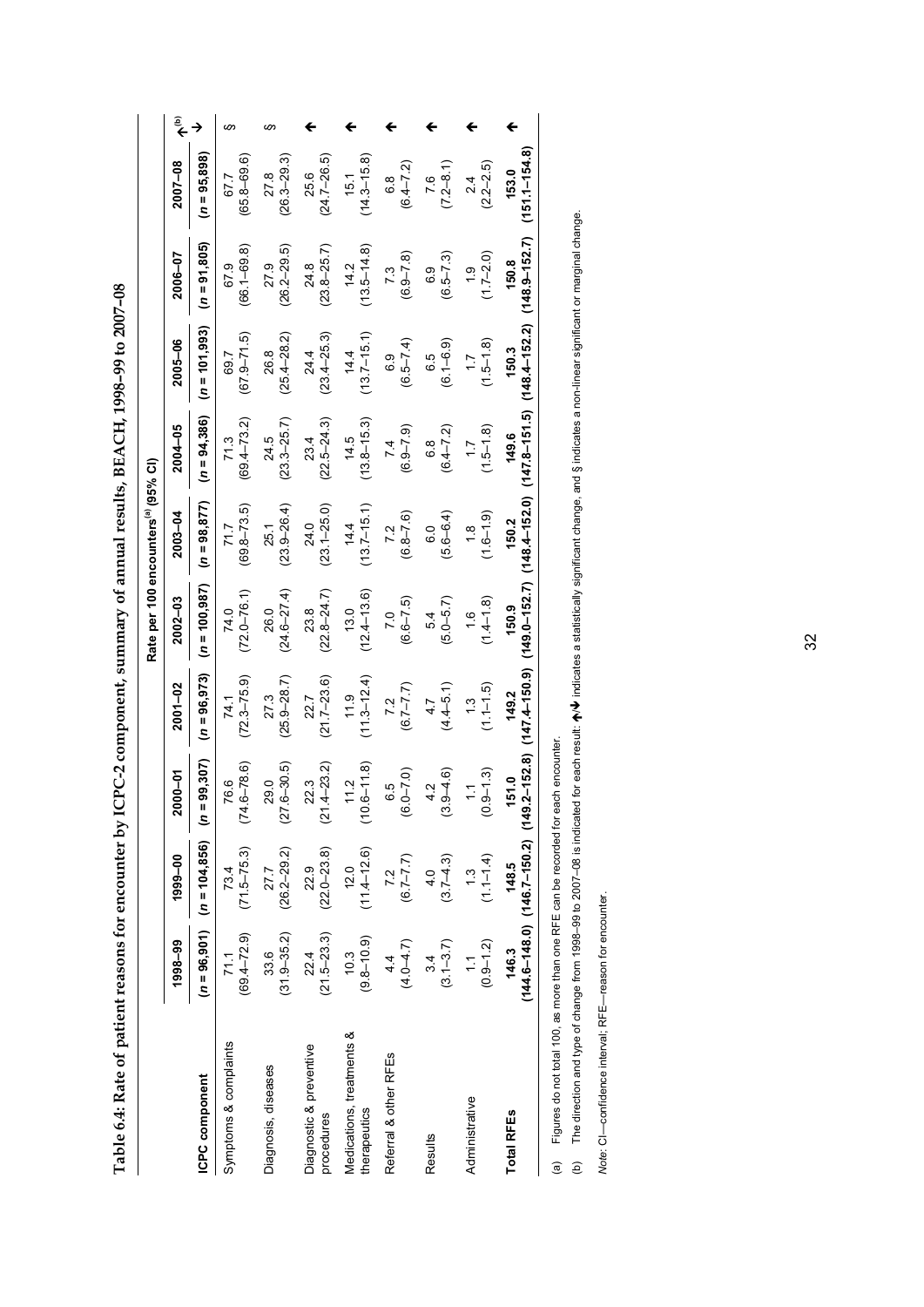**Table 6.4: Rate of patient reasons for encounter by ICPC-2 component, summary of annual results, BEACH, 1998–99 to 2007–08**

| | Rate per 100 encounters[(a)] (95% CI) | | | | | | | | | | |
|---|---|---|---|---|---|---|---|---|---|---|---|
| **ICPC component** | **1998–99** (n = 96,901) | **1999–00** (n = 104,856) | **2000–01** (n = 99,307) | **2001–02** (n = 96,973) | **2002–03** (n = 100,987) | **2003–04** (n = 98,877) | **2004–05** (n = 94,386) | **2005–06** (n = 101,993) | **2006–07** (n = 91,805) | **2007–08** (n = 95,898) | **↑↓[(b)]** |
| Symptoms & complaints | 71.1 (69.4–72.9) | 73.4 (71.5–75.3) | 76.6 (74.6–78.6) | 74.1 (72.3–75.9) | 74.0 (72.0–76.1) | 71.7 (69.8–73.5) | 71.3 (69.4–73.2) | 69.7 (67.9–71.5) | 67.9 (66.1–69.8) | 67.7 (65.8–69.6) | § |
| Diagnosis, diseases | 33.6 (31.9–35.2) | 27.7 (26.2–29.2) | 29.0 (27.6–30.5) | 27.3 (25.9–28.7) | 26.0 (24.6–27.4) | 25.1 (23.9–26.4) | 24.5 (23.3–25.7) | 26.8 (25.4–28.2) | 27.9 (26.2–29.5) | 27.8 (26.3–29.3) | § |
| Diagnostic & preventive procedures | 22.4 (21.5–23.3) | 22.9 (22.0–23.8) | 22.3 (21.4–23.2) | 22.7 (21.7–23.6) | 23.8 (22.8–24.7) | 24.0 (23.1–25.0) | 23.4 (22.5–24.3) | 24.4 (23.4–25.3) | 24.8 (23.8–25.7) | 25.6 (24.7–26.5) | ↑ |
| Medications, treatments & therapeutics | 10.3 (9.8–10.9) | 12.0 (11.4–12.6) | 11.2 (10.6–11.8) | 11.9 (11.3–12.4) | 13.0 (12.4–13.6) | 14.4 (13.7–15.1) | 14.5 (13.8–15.3) | 14.4 (13.7–15.1) | 14.2 (13.5–14.8) | 15.1 (14.3–15.8) | ↑ |
| Referral & other RFEs | 4.4 (4.0–4.7) | 7.2 (6.7–7.7) | 6.5 (6.0–7.0) | 7.2 (6.7–7.7) | 7.0 (6.6–7.5) | 7.2 (6.8–7.6) | 7.4 (6.9–7.9) | 6.9 (6.5–7.4) | 7.3 (6.9–7.8) | 6.8 (6.4–7.2) | ↑ |
| Results | 3.4 (3.1–3.7) | 4.0 (3.7–4.3) | 4.2 (3.9–4.6) | 4.7 (4.4–5.1) | 5.4 (5.0–5.7) | 6.0 (5.6–6.4) | 6.8 (6.4–7.2) | 6.5 (6.1–6.9) | 6.9 (6.5–7.3) | 7.6 (7.2–8.1) | ↑ |
| Administrative | 1.1 (0.9–1.2) | 1.3 (1.1–1.4) | 1.1 (0.9–1.3) | 1.3 (1.1–1.5) | 1.6 (1.4–1.8) | 1.8 (1.6–1.9) | 1.7 (1.5–1.8) | 1.7 (1.5–1.8) | 1.9 (1.7–2.0) | 2.4 (2.2–2.5) | ↑ |
| **Total RFEs** | **146.3** **(144.6–148.0)** | **148.5** **(146.7–150.2)** | **151.0** **(149.2–152.8)** | **149.2** **(147.4–150.9)** | **150.9** **(149.0–152.7)** | **150.2** **(148.4–152.0)** | **149.6** **(147.8–151.5)** | **150.3** **(148.4–152.2)** | **150.8** **(148.9–152.7)** | **153.0** **(151.1–154.8)** | ↑ |

(a) Figures do not total 100, as more than one RFE can be recorded for each encounter.

(b) The direction and type of change from 1998–99 to 2007–08 is indicated for each result: ↑/↓ indicates a statistically significant change, and § indicates a non-linear significant or marginal change.

*Note:* CI—confidence interval; RFE—reason for encounter.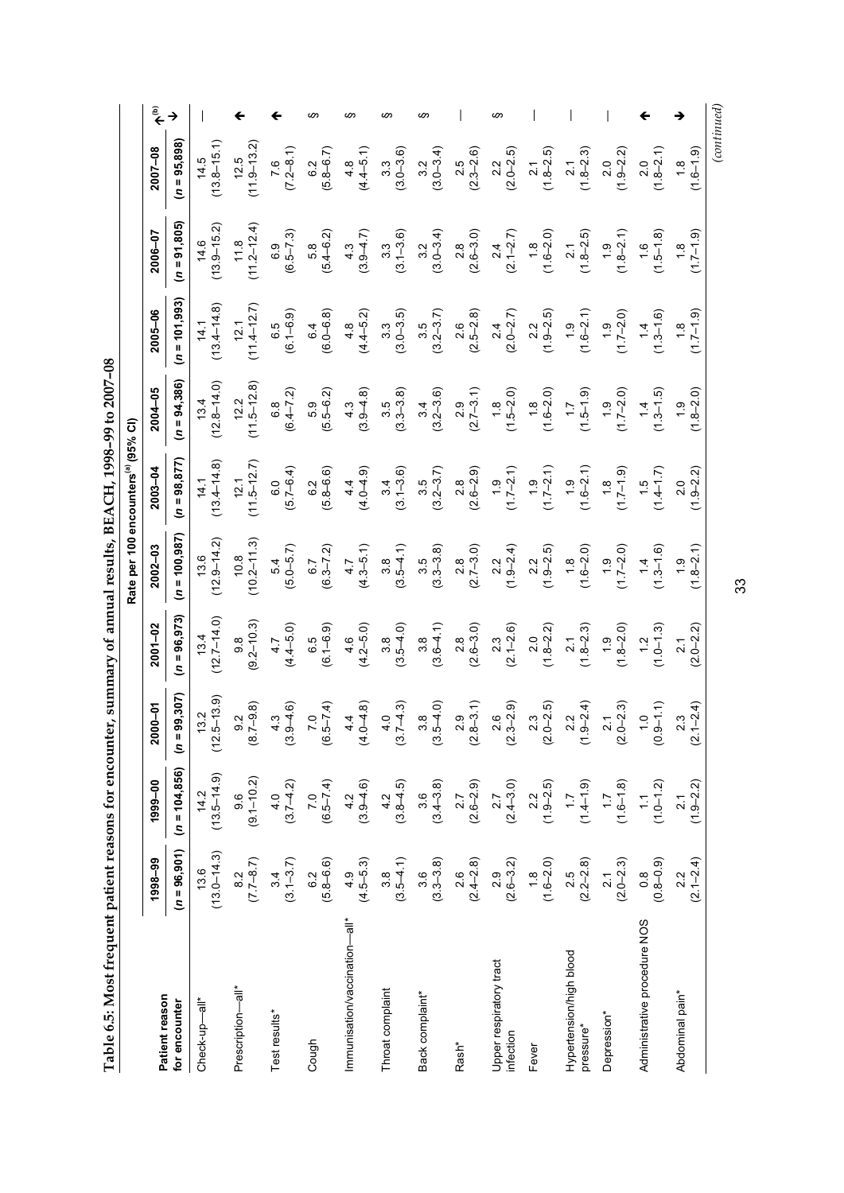**Table 6.5: Most frequent patient reasons for encounter, summary of annual results, BEACH, 1998–99 to 2007–08**

| Patient reason for encounter | Rate per 100 encounters[(a)] (95% CI) | | | | | | | | | | |
|---|---|---|---|---|---|---|---|---|---|---|---|
| | 1998–99 | 1999–00 | 2000–01 | 2001–02 | 2002–03 | 2003–04 | 2004–05 | 2005–06 | 2006–07 | 2007–08 | ↑↓[(b)] |
| | (n = 96,901) | (n = 104,856) | (n = 99,307) | (n = 96,973) | (n = 100,987) | (n = 98,877) | (n = 94,386) | (n = 101,993) | (n = 91,805) | (n = 95,898) | |
| Check-up—all* | 13.6 (13.0–14.3) | 14.2 (13.5–14.9) | 13.2 (12.5–13.9) | 13.4 (12.7–14.0) | 13.6 (12.9–14.2) | 14.1 (13.4–14.8) | 13.4 (12.8–14.0) | 14.1 (13.4–14.8) | 14.6 (13.9–15.2) | 14.5 (13.8–15.1) | — |
| Prescription—all* | 8.2 (7.7–8.7) | 9.6 (9.1–10.2) | 9.2 (8.7–9.8) | 9.8 (9.2–10.3) | 10.8 (10.2–11.3) | 12.1 (11.5–12.7) | 12.2 (11.5–12.8) | 12.1 (11.4–12.7) | 11.8 (11.2–12.4) | 12.5 (11.9–13.2) | ↑ |
| Test results* | 3.4 (3.1–3.7) | 4.0 (3.7–4.2) | 4.3 (3.9–4.6) | 4.7 (4.4–5.0) | 5.4 (5.0–5.7) | 6.0 (5.7–6.4) | 6.8 (6.4–7.2) | 6.5 (6.1–6.9) | 6.9 (6.5–7.3) | 7.6 (7.2–8.1) | ↑ |
| Cough | 6.2 (5.8–6.6) | 7.0 (6.5–7.4) | 7.0 (6.5–7.4) | 6.5 (6.1–6.9) | 6.7 (6.3–7.2) | 6.2 (5.8–6.6) | 5.9 (5.5–6.2) | 6.4 (6.0–6.8) | 5.8 (5.4–6.2) | 6.2 (5.8–6.7) | § |
| Immunisation/vaccination—all* | 4.9 (4.5–5.3) | 4.2 (3.9–4.6) | 4.4 (4.0–4.8) | 4.6 (4.2–5.0) | 4.7 (4.3–5.1) | 4.4 (4.0–4.9) | 4.3 (3.9–4.8) | 4.8 (4.4–5.2) | 4.3 (3.9–4.7) | 4.8 (4.4–5.1) | § |
| Throat complaint | 3.8 (3.5–4.1) | 4.2 (3.8–4.5) | 4.0 (3.7–4.3) | 3.8 (3.5–4.0) | 3.8 (3.5–4.1) | 3.4 (3.1–3.6) | 3.5 (3.3–3.8) | 3.3 (3.0–3.5) | 3.3 (3.1–3.6) | 3.3 (3.0–3.6) | § |
| Back complaint* | 3.6 (3.3–3.8) | 3.6 (3.4–3.8) | 3.8 (3.5–4.0) | 3.8 (3.6–4.1) | 3.5 (3.3–3.8) | 3.5 (3.2–3.7) | 3.4 (3.2–3.6) | 3.5 (3.2–3.7) | 3.2 (3.0–3.4) | 3.2 (3.0–3.4) | § |
| Rash* | 2.6 (2.4–2.8) | 2.7 (2.6–2.9) | 2.9 (2.8–3.1) | 2.8 (2.6–3.0) | 2.8 (2.7–3.0) | 2.8 (2.6–2.9) | 2.9 (2.7–3.1) | 2.6 (2.5–2.8) | 2.8 (2.6–3.0) | 2.5 (2.3–2.6) | — |
| Upper respiratory tract infection | 2.9 (2.6–3.2) | 2.7 (2.4–3.0) | 2.6 (2.3–2.9) | 2.3 (2.1–2.6) | 2.2 (1.9–2.4) | 1.9 (1.7–2.1) | 1.8 (1.5–2.0) | 2.4 (2.0–2.7) | 2.4 (2.1–2.7) | 2.2 (2.0–2.5) | § |
| Fever | 1.8 (1.6–2.0) | 2.2 (1.9–2.5) | 2.3 (2.0–2.5) | 2.0 (1.8–2.2) | 2.2 (1.9–2.5) | 1.9 (1.7–2.1) | 1.8 (1.6–2.0) | 2.2 (1.9–2.5) | 1.8 (1.6–2.0) | 2.1 (1.8–2.5) | — |
| Hypertension/high blood pressure* | 2.5 (2.2–2.8) | 1.7 (1.4–1.9) | 2.2 (1.9–2.4) | 2.1 (1.8–2.3) | 1.8 (1.6–2.0) | 1.9 (1.6–2.1) | 1.7 (1.5–1.9) | 1.9 (1.6–2.1) | 2.1 (1.8–2.5) | 2.1 (1.8–2.3) | — |
| Depression* | 2.1 (2.0–2.3) | 1.7 (1.6–1.8) | 2.1 (2.0–2.3) | 1.9 (1.8–2.0) | 1.9 (1.7–2.0) | 1.8 (1.7–1.9) | 1.9 (1.7–2.0) | 1.9 (1.7–2.0) | 1.9 (1.8–2.1) | 2.0 (1.9–2.2) | — |
| Administrative procedure NOS | 0.8 (0.8–0.9) | 1.1 (1.0–1.2) | 1.0 (0.9–1.1) | 1.2 (1.0–1.3) | 1.4 (1.3–1.6) | 1.5 (1.4–1.7) | 1.4 (1.3–1.5) | 1.4 (1.3–1.6) | 1.6 (1.5–1.8) | 2.0 (1.8–2.1) | ↑ |
| Abdominal pain* | 2.2 (2.1–2.4) | 2.1 (1.9–2.2) | 2.3 (2.1–2.4) | 2.1 (2.0–2.2) | 1.9 (1.8–2.1) | 2.0 (1.9–2.2) | 1.9 (1.8–2.0) | 1.8 (1.7–1.9) | 1.8 (1.7–1.9) | 1.8 (1.6–1.9) | ↓ |

*(continued)*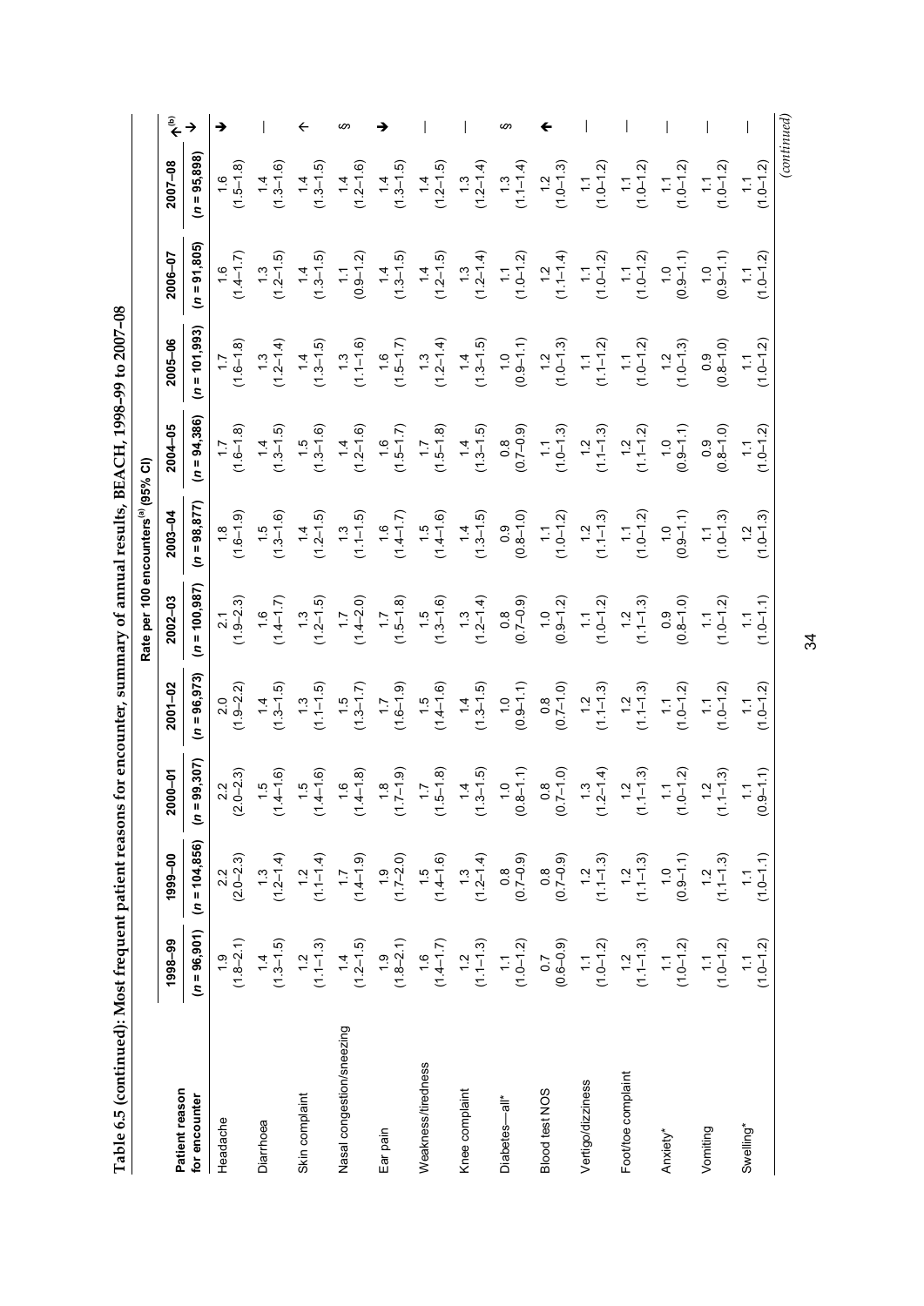**Table 6.5 (continued): Most frequent patient reasons for encounter, summary of annual results, BEACH, 1998–99 to 2007–08**

| Patient reason for encounter | Rate per 100 encounters[(a)] (95% CI) | | | | | | | | | | |
|---|---|---|---|---|---|---|---|---|---|---|---|
| | 1998–99 | 1999–00 | 2000–01 | 2001–02 | 2002–03 | 2003–04 | 2004–05 | 2005–06 | 2006–07 | 2007–08 | ↑↓[(b)] |
| | (n = 96,901) | (n = 104,856) | (n = 99,307) | (n = 96,973) | (n = 100,987) | (n = 98,877) | (n = 94,386) | (n = 101,993) | (n = 91,805) | (n = 95,898) | |
| Headache | 1.9 (1.8–2.1) | 2.2 (2.0–2.3) | 2.2 (2.0–2.3) | 2.0 (1.9–2.2) | 2.1 (1.9–2.3) | 1.8 (1.6–1.9) | 1.7 (1.6–1.8) | 1.7 (1.6–1.8) | 1.6 (1.4–1.7) | 1.6 (1.5–1.8) | ↓ |
| Diarrhoea | 1.4 (1.3–1.5) | 1.3 (1.2–1.4) | 1.5 (1.4–1.6) | 1.4 (1.3–1.5) | 1.6 (1.4–1.7) | 1.5 (1.3–1.6) | 1.4 (1.3–1.5) | 1.3 (1.2–1.4) | 1.3 (1.2–1.5) | 1.4 (1.3–1.6) | — |
| Skin complaint | 1.2 (1.1–1.3) | 1.2 (1.1–1.4) | 1.5 (1.4–1.6) | 1.3 (1.1–1.5) | 1.3 (1.2–1.5) | 1.4 (1.2–1.5) | 1.5 (1.3–1.6) | 1.4 (1.3–1.5) | 1.4 (1.3–1.5) | 1.4 (1.3–1.5) | ↑ |
| Nasal congestion/sneezing | 1.4 (1.2–1.5) | 1.7 (1.4–1.9) | 1.6 (1.4–1.8) | 1.5 (1.3–1.7) | 1.7 (1.4–2.0) | 1.3 (1.1–1.5) | 1.4 (1.2–1.6) | 1.3 (1.1–1.6) | 1.1 (0.9–1.2) | 1.4 (1.2–1.6) | § |
| Ear pain | 1.9 (1.8–2.1) | 1.9 (1.7–2.0) | 1.8 (1.7–1.9) | 1.7 (1.6–1.9) | 1.7 (1.5–1.8) | 1.6 (1.4–1.7) | 1.6 (1.5–1.7) | 1.6 (1.5–1.7) | 1.4 (1.3–1.5) | 1.4 (1.3–1.5) | ↓ |
| Weakness/tiredness | 1.6 (1.4–1.7) | 1.5 (1.4–1.6) | 1.7 (1.5–1.8) | 1.5 (1.4–1.6) | 1.5 (1.3–1.6) | 1.5 (1.4–1.6) | 1.7 (1.5–1.8) | 1.3 (1.2–1.4) | 1.4 (1.2–1.5) | 1.4 (1.2–1.5) | — |
| Knee complaint | 1.2 (1.1–1.3) | 1.3 (1.2–1.4) | 1.4 (1.3–1.5) | 1.4 (1.3–1.5) | 1.3 (1.2–1.4) | 1.4 (1.3–1.5) | 1.4 (1.3–1.5) | 1.4 (1.3–1.5) | 1.3 (1.2–1.4) | 1.3 (1.2–1.4) | — |
| Diabetes—all* | 1.1 (1.0–1.2) | 0.8 (0.7–0.9) | 1.0 (0.8–1.1) | 1.0 (0.9–1.1) | 0.8 (0.7–0.9) | 0.9 (0.8–1.0) | 0.8 (0.7–0.9) | 1.0 (0.9–1.1) | 1.1 (1.0–1.2) | 1.3 (1.1–1.4) | § |
| Blood test NOS | 0.7 (0.6–0.9) | 0.8 (0.7–0.9) | 0.8 (0.7–1.0) | 0.8 (0.7–1.0) | 1.0 (0.9–1.2) | 1.1 (1.0–1.2) | 1.1 (1.0–1.3) | 1.2 (1.0–1.3) | 1.2 (1.1–1.4) | 1.2 (1.0–1.3) | ↑ |
| Vertigo/dizziness | 1.1 (1.0–1.2) | 1.2 (1.1–1.3) | 1.3 (1.2–1.4) | 1.2 (1.1–1.3) | 1.1 (1.0–1.2) | 1.2 (1.1–1.3) | 1.2 (1.1–1.3) | 1.1 (1.1–1.2) | 1.1 (1.0–1.2) | 1.1 (1.0–1.2) | — |
| Foot/toe complaint | 1.2 (1.1–1.3) | 1.2 (1.1–1.3) | 1.2 (1.1–1.3) | 1.2 (1.1–1.3) | 1.2 (1.1–1.3) | 1.1 (1.0–1.2) | 1.2 (1.1–1.2) | 1.1 (1.0–1.2) | 1.1 (1.0–1.2) | 1.1 (1.0–1.2) | — |
| Anxiety* | 1.1 (1.0–1.2) | 1.0 (0.9–1.1) | 1.1 (1.0–1.2) | 1.1 (1.0–1.2) | 0.9 (0.8–1.0) | 1.0 (0.9–1.1) | 1.0 (0.9–1.1) | 1.2 (1.0–1.3) | 1.0 (0.9–1.1) | 1.1 (1.0–1.2) | — |
| Vomiting | 1.1 (1.0–1.2) | 1.2 (1.1–1.3) | 1.2 (1.1–1.3) | 1.1 (1.0–1.2) | 1.1 (1.0–1.2) | 1.1 (1.0–1.3) | 0.9 (0.8–1.0) | 0.9 (0.8–1.0) | 1.0 (0.9–1.1) | 1.1 (1.0–1.2) | — |
| Swelling* | 1.1 (1.0–1.2) | 1.1 (1.0–1.1) | 1.1 (0.9–1.1) | 1.1 (1.0–1.2) | 1.1 (1.0–1.1) | 1.2 (1.0–1.3) | 1.1 (1.0–1.2) | 1.1 (1.0–1.2) | 1.1 (1.0–1.2) | 1.1 (1.0–1.2) | — |

*(continued)*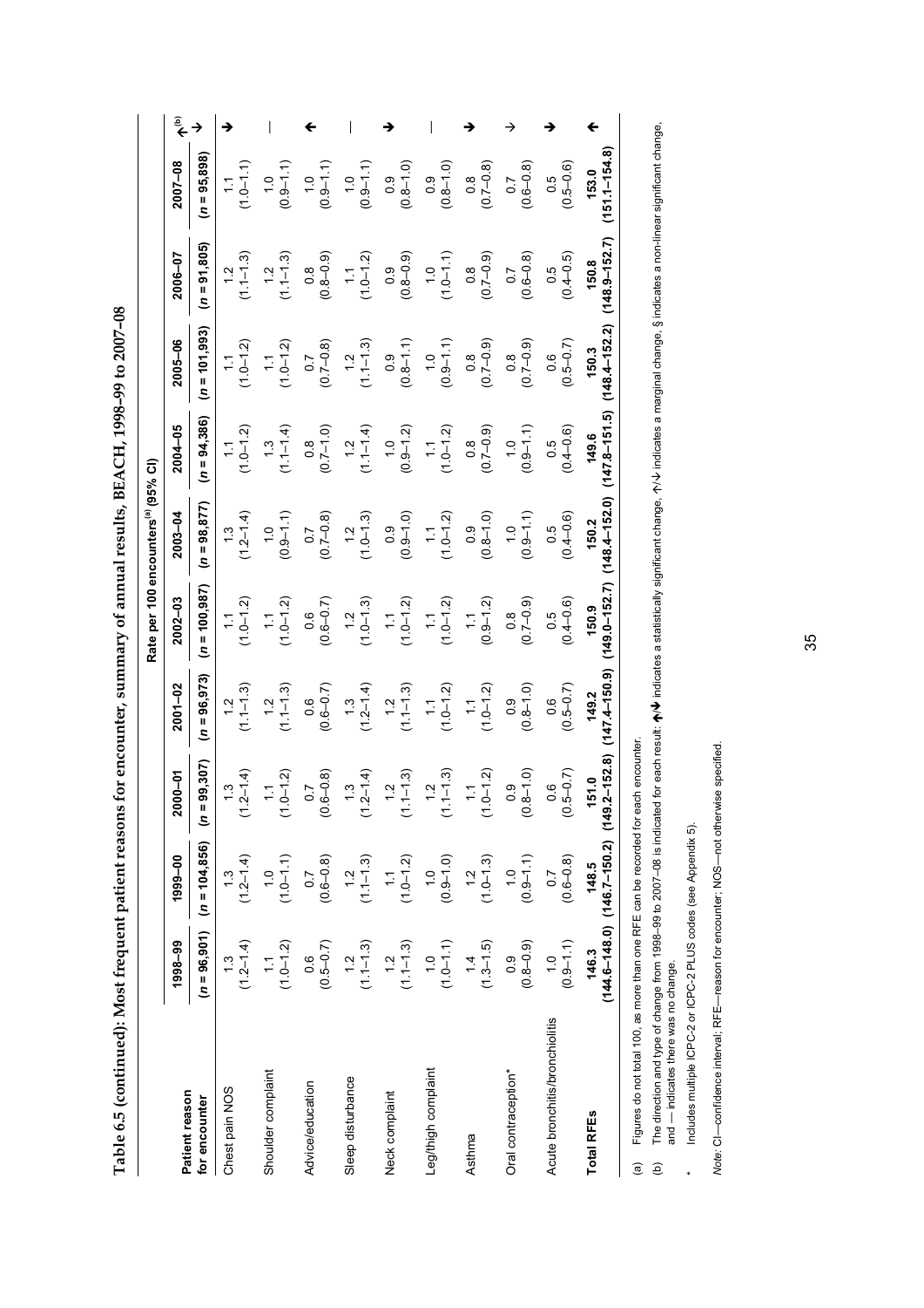**Table 6.5 (continued): Most frequent patient reasons for encounter, summary of annual results, BEACH, 1998–99 to 2007–08**

| Patient reason for encounter | Rate per 100 encounters[(a)] (95% CI) | | | | | | | | | | ↑↓[(b)] |
|---|---|---|---|---|---|---|---|---|---|---|---|
| | 1998–99 (n = 96,901) | 1999–00 (n = 104,856) | 2000–01 (n = 99,307) | 2001–02 (n = 96,973) | 2002–03 (n = 100,987) | 2003–04 (n = 98,877) | 2004–05 (n = 94,386) | 2005–06 (n = 101,993) | 2006–07 (n = 91,805) | 2007–08 (n = 95,898) | |
| Chest pain NOS | 1.3 (1.2–1.4) | 1.3 (1.2–1.4) | 1.3 (1.2–1.4) | 1.2 (1.1–1.3) | 1.1 (1.0–1.2) | 1.3 (1.2–1.4) | 1.1 (1.0–1.2) | 1.1 (1.0–1.2) | 1.2 (1.1–1.3) | 1.1 (1.0–1.1) | ↓ |
| Shoulder complaint | 1.1 (1.0–1.2) | 1.0 (1.0–1.1) | 1.1 (1.0–1.2) | 1.2 (1.1–1.3) | 1.1 (1.0–1.2) | 1.0 (0.9–1.1) | 1.3 (1.1–1.4) | 1.1 (1.0–1.2) | 1.2 (1.1–1.3) | 1.0 (0.9–1.1) | — |
| Advice/education | 0.6 (0.5–0.7) | 0.7 (0.6–0.8) | 0.7 (0.6–0.8) | 0.6 (0.6–0.7) | 0.6 (0.6–0.7) | 0.7 (0.7–0.8) | 0.8 (0.7–1.0) | 0.7 (0.7–0.8) | 0.8 (0.8–0.9) | 1.0 (0.9–1.1) | ↑ |
| Sleep disturbance | 1.2 (1.1–1.3) | 1.2 (1.1–1.3) | 1.3 (1.2–1.4) | 1.3 (1.2–1.4) | 1.2 (1.0–1.3) | 1.2 (1.0–1.3) | 1.2 (1.1–1.4) | 1.2 (1.1–1.3) | 1.1 (1.0–1.2) | 1.0 (0.9–1.1) | — |
| Neck complaint | 1.2 (1.1–1.3) | 1.1 (1.0–1.2) | 1.2 (1.1–1.3) | 1.2 (1.1–1.3) | 1.1 (1.0–1.2) | 0.9 (0.9–1.0) | 1.0 (0.9–1.2) | 0.9 (0.8–1.1) | 0.9 (0.8–0.9) | 0.9 (0.8–1.0) | ↓ |
| Leg/thigh complaint | 1.0 (1.0–1.1) | 1.0 (0.9–1.0) | 1.2 (1.1–1.3) | 1.1 (1.0–1.2) | 1.1 (1.0–1.2) | 1.1 (1.0–1.2) | 1.1 (1.0–1.2) | 1.0 (0.9–1.1) | 1.0 (1.0–1.1) | 0.9 (0.8–1.0) | — |
| Asthma | 1.4 (1.3–1.5) | 1.2 (1.0–1.3) | 1.1 (1.0–1.2) | 1.1 (1.0–1.2) | 1.1 (0.9–1.2) | 0.9 (0.8–1.0) | 0.8 (0.7–0.9) | 0.8 (0.7–0.9) | 0.8 (0.7–0.9) | 0.8 (0.7–0.8) | ↓ |
| Oral contraception* | 0.9 (0.8–0.9) | 1.0 (0.9–1.1) | 0.9 (0.8–1.0) | 0.9 (0.8–1.0) | 0.8 (0.7–0.9) | 1.0 (0.9–1.1) | 1.0 (0.9–1.1) | 0.8 (0.7–0.9) | 0.7 (0.6–0.8) | 0.7 (0.6–0.8) | ↓ |
| Acute bronchitis/bronchiolitis | 1.0 (0.9–1.1) | 0.7 (0.6–0.8) | 0.6 (0.5–0.7) | 0.6 (0.5–0.7) | 0.5 (0.4–0.6) | 0.5 (0.4–0.6) | 0.5 (0.4–0.6) | 0.6 (0.5–0.7) | 0.5 (0.4–0.5) | 0.5 (0.5–0.6) | ↓ |
| **Total RFEs** | **146.3** (144.6–148.0) | **148.5** (146.7–150.2) | **151.0** (149.2–152.8) | **149.2** (147.4–150.9) | **150.9** (149.0–152.7) | **150.2** (148.4–152.0) | **149.6** (147.8–151.5) | **150.3** (148.4–152.2) | **150.8** (148.9–152.7) | **153.0** (151.1–154.8) | ↑ |

(a) Figures do not total 100, as more than one RFE can be recorded for each encounter.

(b) The direction and type of change from 1998–99 to 2007–08 is indicated for each result: ↑/↓ indicates a statistically significant change, ↑/↓ indicates a marginal change, § indicates a non-linear significant change, and — indicates there was no change.

\* Includes multiple ICPC-2 or ICPC-2 PLUS codes (see Appendix 5).

*Note:* CI—confidence interval; RFE—reason for encounter; NOS—not otherwise specified.